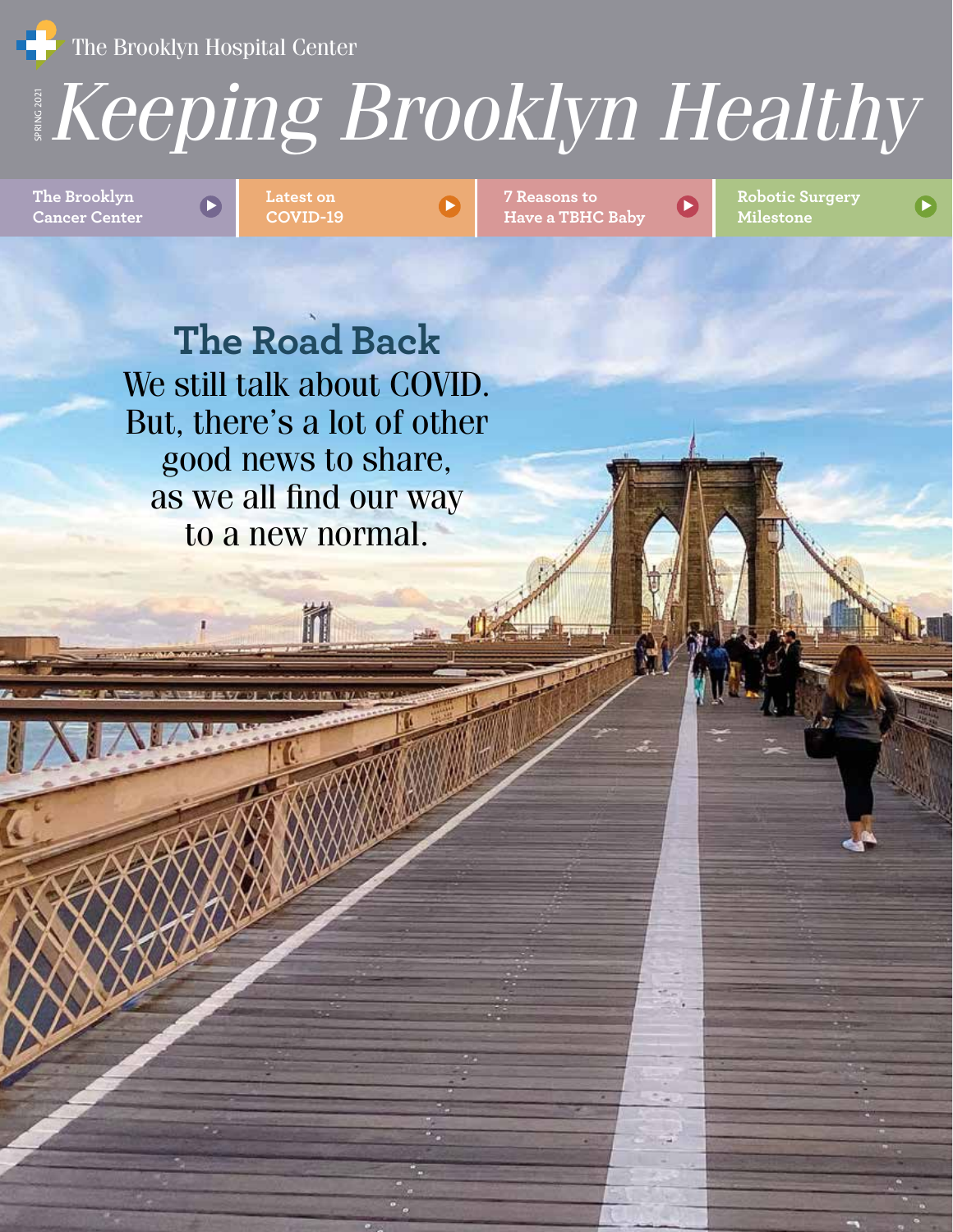The Brooklyn Hospital Center

SPRING 2021

# *Keeping Brooklyn Healthy*

**The Brooklyn Cancer Center** | **Latest on COVID-19** | **7 Reasons to Have a TBHC Baby** | **Robotic Surgery Milestone**

## The Road Back

We still talk about COVID. But, there's a lot of other good news to share, as we all find our way to a new normal.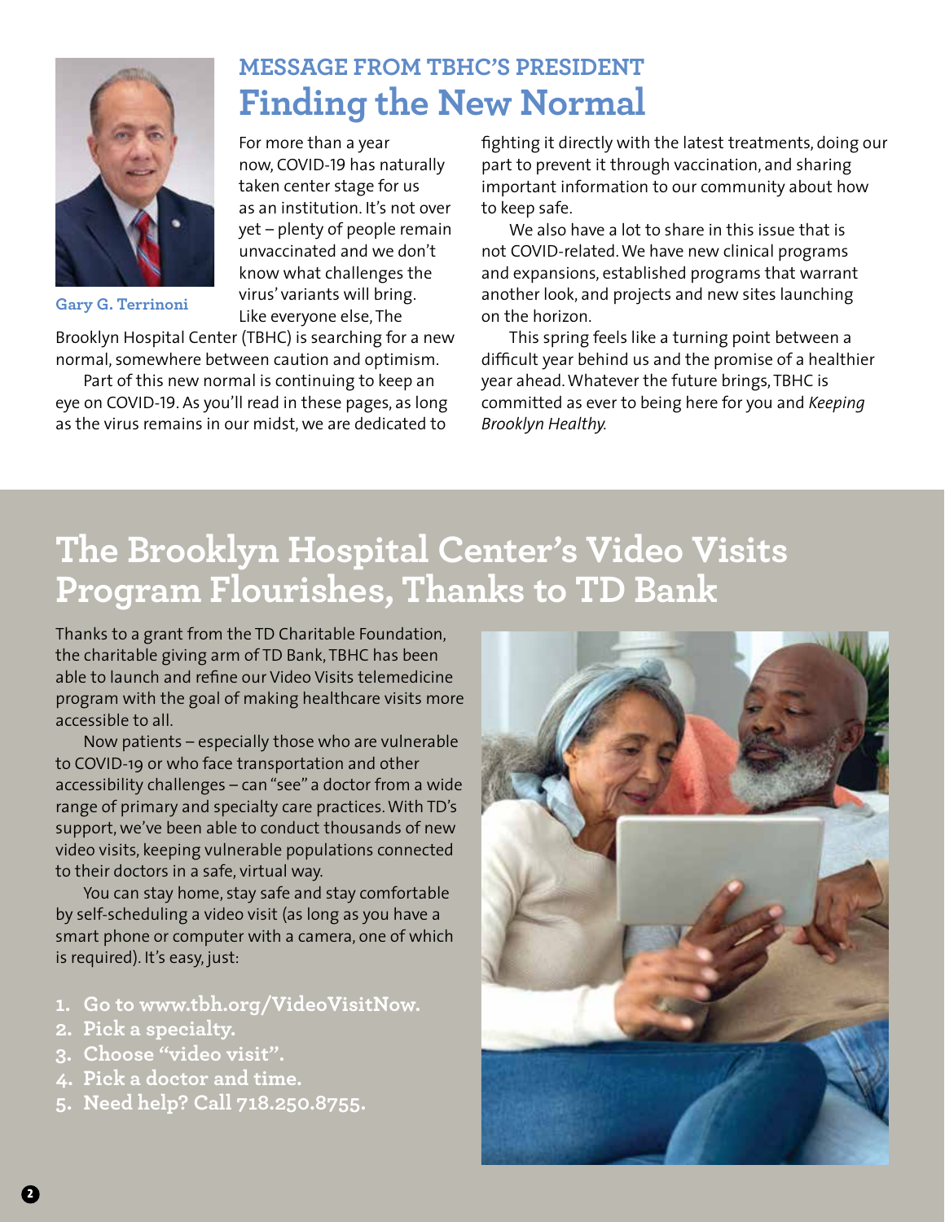## MESSAGE FROM TBHC'S PRESIDENT

# Finding the New Normal

Gary G. Terrinoni

For more than a year now, COVID-19 has naturally taken center stage for us as an institution. It's not over yet – plenty of people remain unvaccinated and we don't know what challenges the virus' variants will bring. Like everyone else, The Brooklyn Hospital Center (TBHC) is searching for a new normal, somewhere between caution and optimism.

Part of this new normal is continuing to keep an eye on COVID-19. As you'll read in these pages, as long as the virus remains in our midst, we are dedicated to fighting it directly with the latest treatments, doing our part to prevent it through vaccination, and sharing important information to our community about how to keep safe.

We also have a lot to share in this issue that is not COVID-related. We have new clinical programs and expansions, established programs that warrant another look, and projects and new sites launching on the horizon.

This spring feels like a turning point between a difficult year behind us and the promise of a healthier year ahead. Whatever the future brings, TBHC is committed as ever to being here for you and *Keeping Brooklyn Healthy.*

# The Brooklyn Hospital Center's Video Visits Program Flourishes, Thanks to TD Bank

Thanks to a grant from the TD Charitable Foundation, the charitable giving arm of TD Bank, TBHC has been able to launch and refine our Video Visits telemedicine program with the goal of making healthcare visits more accessible to all.

Now patients – especially those who are vulnerable to COVID-19 or who face transportation and other accessibility challenges – can "see" a doctor from a wide range of primary and specialty care practices. With TD's support, we've been able to conduct thousands of new video visits, keeping vulnerable populations connected to their doctors in a safe, virtual way.

You can stay home, stay safe and stay comfortable by self-scheduling a video visit (as long as you have a smart phone or computer with a camera, one of which is required). It's easy, just:

1. **Go to www.tbh.org/VideoVisitNow.**
2. **Pick a specialty.**
3. **Choose "video visit".**
4. **Pick a doctor and time.**
5. **Need help? Call 718.250.8755.**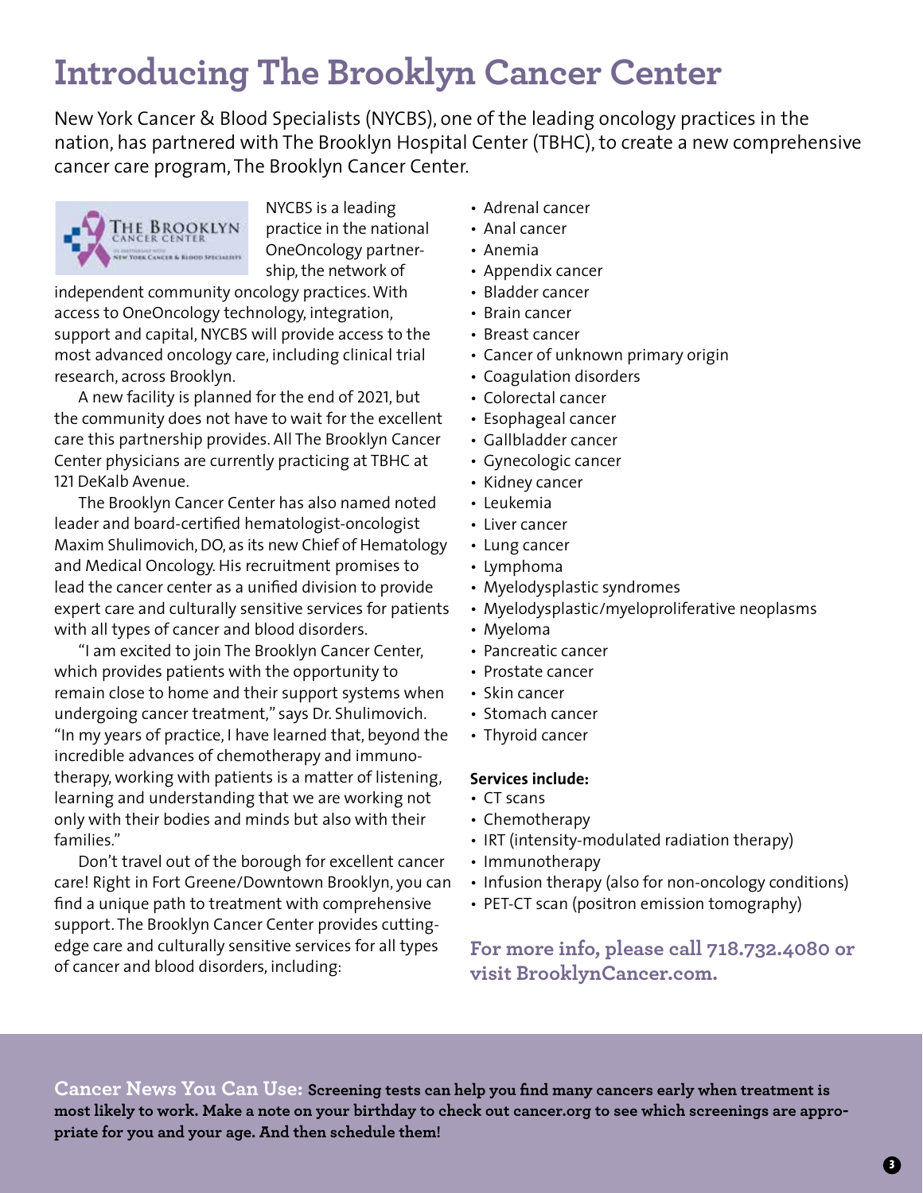# Introducing The Brooklyn Cancer Center

New York Cancer & Blood Specialists (NYCBS), one of the leading oncology practices in the nation, has partnered with The Brooklyn Hospital Center (TBHC), to create a new comprehensive cancer care program, The Brooklyn Cancer Center.

NYCBS is a leading practice in the national OneOncology partnership, the network of independent community oncology practices. With access to OneOncology technology, integration, support and capital, NYCBS will provide access to the most advanced oncology care, including clinical trial research, across Brooklyn.

A new facility is planned for the end of 2021, but the community does not have to wait for the excellent care this partnership provides. All The Brooklyn Cancer Center physicians are currently practicing at TBHC at 121 DeKalb Avenue.

The Brooklyn Cancer Center has also named noted leader and board-certified hematologist-oncologist Maxim Shulimovich, DO, as its new Chief of Hematology and Medical Oncology. His recruitment promises to lead the cancer center as a unified division to provide expert care and culturally sensitive services for patients with all types of cancer and blood disorders.

"I am excited to join The Brooklyn Cancer Center, which provides patients with the opportunity to remain close to home and their support systems when undergoing cancer treatment," says Dr. Shulimovich. "In my years of practice, I have learned that, beyond the incredible advances of chemotherapy and immunotherapy, working with patients is a matter of listening, learning and understanding that we are working not only with their bodies and minds but also with their families."

Don't travel out of the borough for excellent cancer care! Right in Fort Greene/Downtown Brooklyn, you can find a unique path to treatment with comprehensive support. The Brooklyn Cancer Center provides cutting-edge care and culturally sensitive services for all types of cancer and blood disorders, including:

- Adrenal cancer
- Anal cancer
- Anemia
- Appendix cancer
- Bladder cancer
- Brain cancer
- Breast cancer
- Cancer of unknown primary origin
- Coagulation disorders
- Colorectal cancer
- Esophageal cancer
- Gallbladder cancer
- Gynecologic cancer
- Kidney cancer
- Leukemia
- Liver cancer
- Lung cancer
- Lymphoma
- Myelodysplastic syndromes
- Myelodysplastic/myeloproliferative neoplasms
- Myeloma
- Pancreatic cancer
- Prostate cancer
- Skin cancer
- Stomach cancer
- Thyroid cancer

**Services include:**

- CT scans
- Chemotherapy
- IRT (intensity-modulated radiation therapy)
- Immunotherapy
- Infusion therapy (also for non-oncology conditions)
- PET-CT scan (positron emission tomography)

**For more info, please call 718.732.4080 or visit BrooklynCancer.com.**

**Cancer News You Can Use: Screening tests can help you find many cancers early when treatment is most likely to work. Make a note on your birthday to check out cancer.org to see which screenings are appropriate for you and your age. And then schedule them!**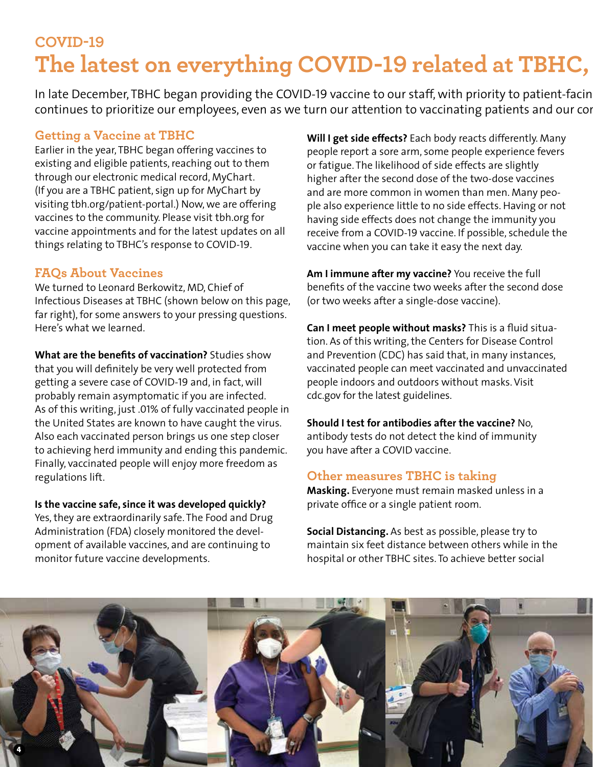COVID-19

# The latest on everything COVID-19 related at TBHC,

In late December, TBHC began providing the COVID-19 vaccine to our staff, with priority to patient-facin continues to prioritize our employees, even as we turn our attention to vaccinating patients and our cor

## Getting a Vaccine at TBHC

Earlier in the year, TBHC began offering vaccines to existing and eligible patients, reaching out to them through our electronic medical record, MyChart. (If you are a TBHC patient, sign up for MyChart by visiting tbh.org/patient-portal.) Now, we are offering vaccines to the community. Please visit tbh.org for vaccine appointments and for the latest updates on all things relating to TBHC's response to COVID-19.

## FAQs About Vaccines

We turned to Leonard Berkowitz, MD, Chief of Infectious Diseases at TBHC (shown below on this page, far right), for some answers to your pressing questions. Here's what we learned.

**What are the benefits of vaccination?** Studies show that you will definitely be very well protected from getting a severe case of COVID-19 and, in fact, will probably remain asymptomatic if you are infected. As of this writing, just .01% of fully vaccinated people in the United States are known to have caught the virus. Also each vaccinated person brings us one step closer to achieving herd immunity and ending this pandemic. Finally, vaccinated people will enjoy more freedom as regulations lift.

**Is the vaccine safe, since it was developed quickly?** Yes, they are extraordinarily safe. The Food and Drug Administration (FDA) closely monitored the development of available vaccines, and are continuing to monitor future vaccine developments.

**Will I get side effects?** Each body reacts differently. Many people report a sore arm, some people experience fevers or fatigue. The likelihood of side effects are slightly higher after the second dose of the two-dose vaccines and are more common in women than men. Many people also experience little to no side effects. Having or not having side effects does not change the immunity you receive from a COVID-19 vaccine. If possible, schedule the vaccine when you can take it easy the next day.

**Am I immune after my vaccine?** You receive the full benefits of the vaccine two weeks after the second dose (or two weeks after a single-dose vaccine).

**Can I meet people without masks?** This is a fluid situation. As of this writing, the Centers for Disease Control and Prevention (CDC) has said that, in many instances, vaccinated people can meet vaccinated and unvaccinated people indoors and outdoors without masks. Visit cdc.gov for the latest guidelines.

**Should I test for antibodies after the vaccine?** No, antibody tests do not detect the kind of immunity you have after a COVID vaccine.

## Other measures TBHC is taking

**Masking.** Everyone must remain masked unless in a private office or a single patient room.

**Social Distancing.** As best as possible, please try to maintain six feet distance between others while in the hospital or other TBHC sites. To achieve better social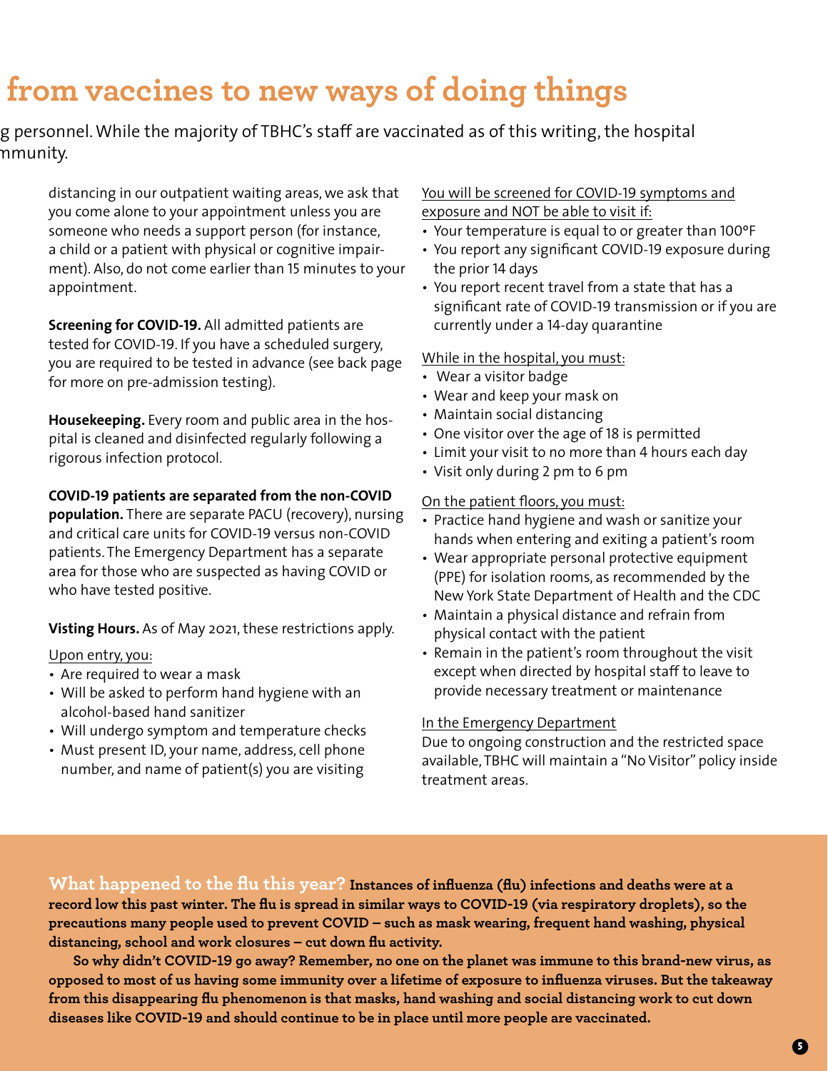# from vaccines to new ways of doing things

g personnel. While the majority of TBHC's staff are vaccinated as of this writing, the hospital mmunity.

distancing in our outpatient waiting areas, we ask that you come alone to your appointment unless you are someone who needs a support person (for instance, a child or a patient with physical or cognitive impairment). Also, do not come earlier than 15 minutes to your appointment.

**Screening for COVID-19.** All admitted patients are tested for COVID-19. If you have a scheduled surgery, you are required to be tested in advance (see back page for more on pre-admission testing).

**Housekeeping.** Every room and public area in the hospital is cleaned and disinfected regularly following a rigorous infection protocol.

**COVID-19 patients are separated from the non-COVID population.** There are separate PACU (recovery), nursing and critical care units for COVID-19 versus non-COVID patients. The Emergency Department has a separate area for those who are suspected as having COVID or who have tested positive.

**Visting Hours.** As of May 2021, these restrictions apply.

Upon entry, you:

- Are required to wear a mask
- Will be asked to perform hand hygiene with an alcohol-based hand sanitizer
- Will undergo symptom and temperature checks
- Must present ID, your name, address, cell phone number, and name of patient(s) you are visiting

You will be screened for COVID-19 symptoms and exposure and NOT be able to visit if:

- Your temperature is equal to or greater than 100°F
- You report any significant COVID-19 exposure during the prior 14 days
- You report recent travel from a state that has a significant rate of COVID-19 transmission or if you are currently under a 14-day quarantine

While in the hospital, you must:

- Wear a visitor badge
- Wear and keep your mask on
- Maintain social distancing
- One visitor over the age of 18 is permitted
- Limit your visit to no more than 4 hours each day
- Visit only during 2 pm to 6 pm

On the patient floors, you must:

- Practice hand hygiene and wash or sanitize your hands when entering and exiting a patient's room
- Wear appropriate personal protective equipment (PPE) for isolation rooms, as recommended by the New York State Department of Health and the CDC
- Maintain a physical distance and refrain from physical contact with the patient
- Remain in the patient's room throughout the visit except when directed by hospital staff to leave to provide necessary treatment or maintenance

In the Emergency Department

Due to ongoing construction and the restricted space available, TBHC will maintain a "No Visitor" policy inside treatment areas.

**What happened to the flu this year? Instances of influenza (flu) infections and deaths were at a record low this past winter. The flu is spread in similar ways to COVID-19 (via respiratory droplets), so the precautions many people used to prevent COVID – such as mask wearing, frequent hand washing, physical distancing, school and work closures – cut down flu activity.**

**So why didn't COVID-19 go away? Remember, no one on the planet was immune to this brand-new virus, as opposed to most of us having some immunity over a lifetime of exposure to influenza viruses. But the takeaway from this disappearing flu phenomenon is that masks, hand washing and social distancing work to cut down diseases like COVID-19 and should continue to be in place until more people are vaccinated.**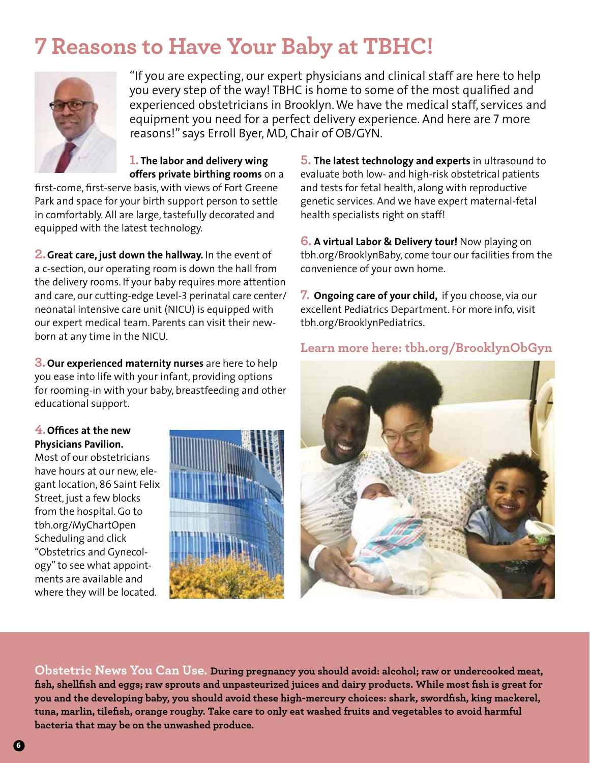# 7 Reasons to Have Your Baby at TBHC!

"If you are expecting, our expert physicians and clinical staff are here to help you every step of the way! TBHC is home to some of the most qualified and experienced obstetricians in Brooklyn. We have the medical staff, services and equipment you need for a perfect delivery experience. And here are 7 more reasons!" says Erroll Byer, MD, Chair of OB/GYN.

**1. The labor and delivery wing offers private birthing rooms** on a first-come, first-serve basis, with views of Fort Greene Park and space for your birth support person to settle in comfortably. All are large, tastefully decorated and equipped with the latest technology.

**2. Great care, just down the hallway.** In the event of a c-section, our operating room is down the hall from the delivery rooms. If your baby requires more attention and care, our cutting-edge Level-3 perinatal care center/ neonatal intensive care unit (NICU) is equipped with our expert medical team. Parents can visit their new-born at any time in the NICU.

**3. Our experienced maternity nurses** are here to help you ease into life with your infant, providing options for rooming-in with your baby, breastfeeding and other educational support.

**4. Offices at the new Physicians Pavilion.** Most of our obstetricians have hours at our new, elegant location, 86 Saint Felix Street, just a few blocks from the hospital. Go to tbh.org/MyChartOpenScheduling and click "Obstetrics and Gynecology" to see what appointments are available and where they will be located.

**5. The latest technology and experts** in ultrasound to evaluate both low- and high-risk obstetrical patients and tests for fetal health, along with reproductive genetic services. And we have expert maternal-fetal health specialists right on staff!

**6. A virtual Labor & Delivery tour!** Now playing on tbh.org/BrooklynBaby, come tour our facilities from the convenience of your own home.

**7. Ongoing care of your child,** if you choose, via our excellent Pediatrics Department. For more info, visit tbh.org/BrooklynPediatrics.

**Learn more here: tbh.org/BrooklynObGyn**

**Obstetric News You Can Use.** **During pregnancy you should avoid: alcohol; raw or undercooked meat, fish, shellfish and eggs; raw sprouts and unpasteurized juices and dairy products. While most fish is great for you and the developing baby, you should avoid these high-mercury choices: shark, swordfish, king mackerel, tuna, marlin, tilefish, orange roughy. Take care to only eat washed fruits and vegetables to avoid harmful bacteria that may be on the unwashed produce.**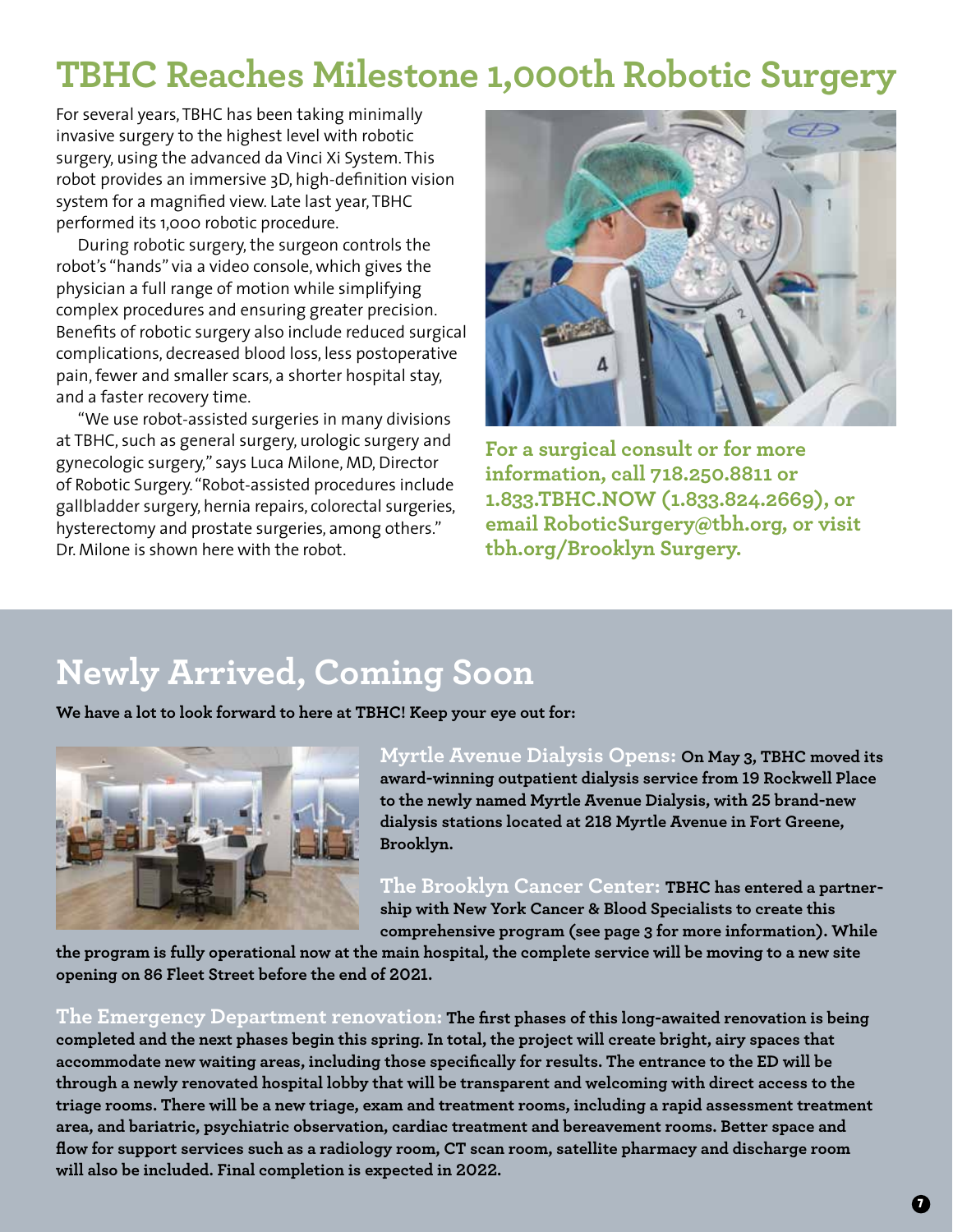# TBHC Reaches Milestone 1,000th Robotic Surgery

For several years, TBHC has been taking minimally invasive surgery to the highest level with robotic surgery, using the advanced da Vinci Xi System. This robot provides an immersive 3D, high-definition vision system for a magnified view. Late last year, TBHC performed its 1,000 robotic procedure.

During robotic surgery, the surgeon controls the robot's "hands" via a video console, which gives the physician a full range of motion while simplifying complex procedures and ensuring greater precision. Benefits of robotic surgery also include reduced surgical complications, decreased blood loss, less postoperative pain, fewer and smaller scars, a shorter hospital stay, and a faster recovery time.

"We use robot-assisted surgeries in many divisions at TBHC, such as general surgery, urologic surgery and gynecologic surgery," says Luca Milone, MD, Director of Robotic Surgery. "Robot-assisted procedures include gallbladder surgery, hernia repairs, colorectal surgeries, hysterectomy and prostate surgeries, among others." Dr. Milone is shown here with the robot.

**For a surgical consult or for more information, call 718.250.8811 or 1.833.TBHC.NOW (1.833.824.2669), or email RoboticSurgery@tbh.org, or visit tbh.org/Brooklyn Surgery.**

# Newly Arrived, Coming Soon

**We have a lot to look forward to here at TBHC! Keep your eye out for:**

**Myrtle Avenue Dialysis Opens:** **On May 3, TBHC moved its award-winning outpatient dialysis service from 19 Rockwell Place to the newly named Myrtle Avenue Dialysis, with 25 brand-new dialysis stations located at 218 Myrtle Avenue in Fort Greene, Brooklyn.**

**The Brooklyn Cancer Center:** **TBHC has entered a partnership with New York Cancer & Blood Specialists to create this comprehensive program (see page 3 for more information). While the program is fully operational now at the main hospital, the complete service will be moving to a new site opening on 86 Fleet Street before the end of 2021.**

**The Emergency Department renovation:** **The first phases of this long-awaited renovation is being completed and the next phases begin this spring. In total, the project will create bright, airy spaces that accommodate new waiting areas, including those specifically for results. The entrance to the ED will be through a newly renovated hospital lobby that will be transparent and welcoming with direct access to the triage rooms. There will be a new triage, exam and treatment rooms, including a rapid assessment treatment area, and bariatric, psychiatric observation, cardiac treatment and bereavement rooms. Better space and flow for support services such as a radiology room, CT scan room, satellite pharmacy and discharge room will also be included. Final completion is expected in 2022.**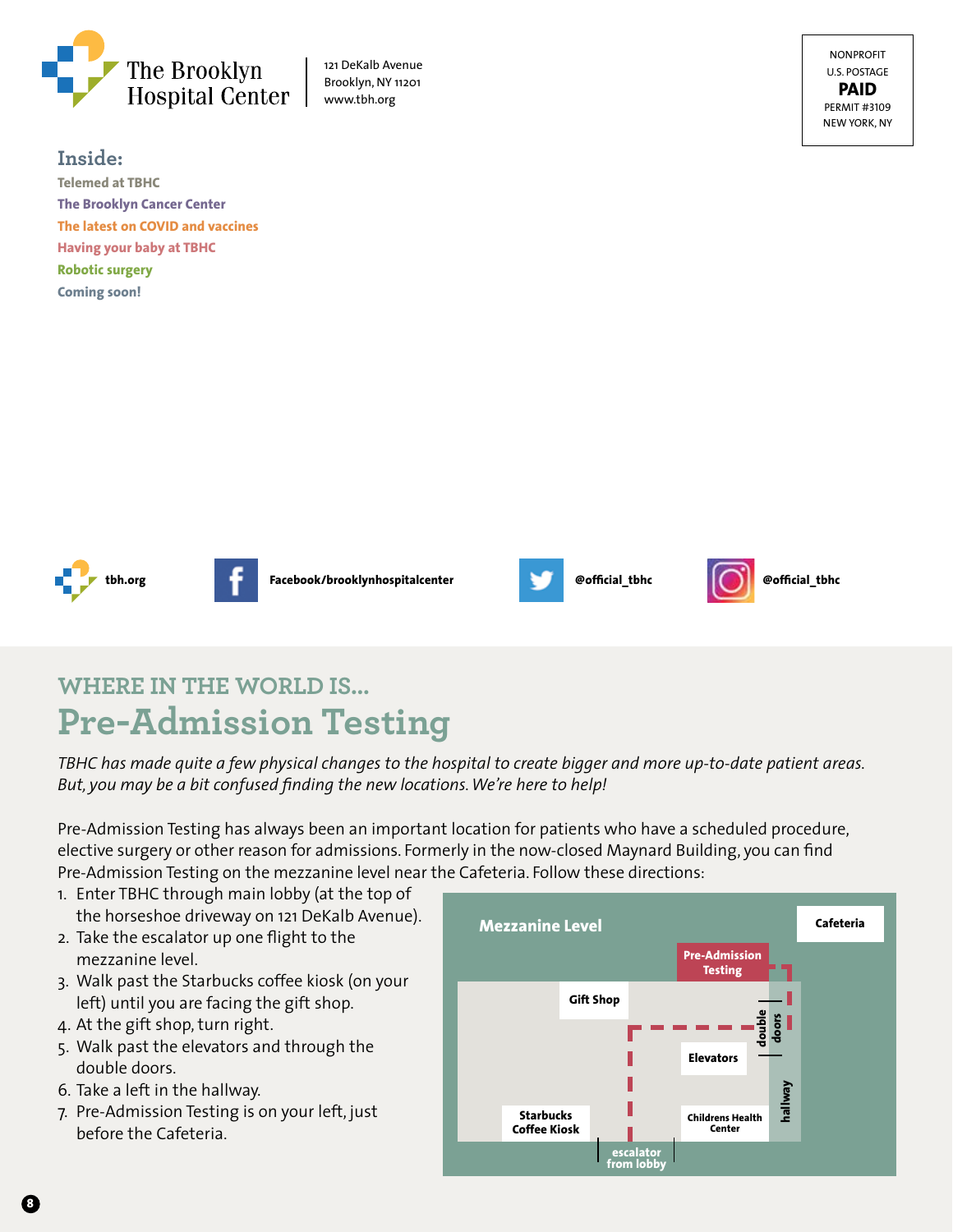The Brooklyn Hospital Center

121 DeKalb Avenue
Brooklyn, NY 11201
www.tbh.org

NONPROFIT
U.S. POSTAGE
**PAID**
PERMIT #3109
NEW YORK, NY

## Inside:

**Telemed at TBHC**
**The Brooklyn Cancer Center**
**The latest on COVID and vaccines**
**Having your baby at TBHC**
**Robotic surgery**
**Coming soon!**

**tbh.org** **Facebook/brooklynhospitalcenter** **@official_tbhc** **@official_tbhc**

### WHERE IN THE WORLD IS...

# Pre-Admission Testing

*TBHC has made quite a few physical changes to the hospital to create bigger and more up-to-date patient areas. But, you may be a bit confused finding the new locations. We're here to help!*

Pre-Admission Testing has always been an important location for patients who have a scheduled procedure, elective surgery or other reason for admissions. Formerly in the now-closed Maynard Building, you can find Pre-Admission Testing on the mezzanine level near the Cafeteria. Follow these directions:

1. Enter TBHC through main lobby (at the top of the horseshoe driveway on 121 DeKalb Avenue).
2. Take the escalator up one flight to the mezzanine level.
3. Walk past the Starbucks coffee kiosk (on your left) until you are facing the gift shop.
4. At the gift shop, turn right.
5. Walk past the elevators and through the double doors.
6. Take a left in the hallway.
7. Pre-Admission Testing is on your left, just before the Cafeteria.

Mezzanine Level
Cafeteria
Pre-Admission Testing
Gift Shop
double doors
Elevators
hallway
Starbucks Coffee Kiosk
Childrens Health Center
escalator from lobby